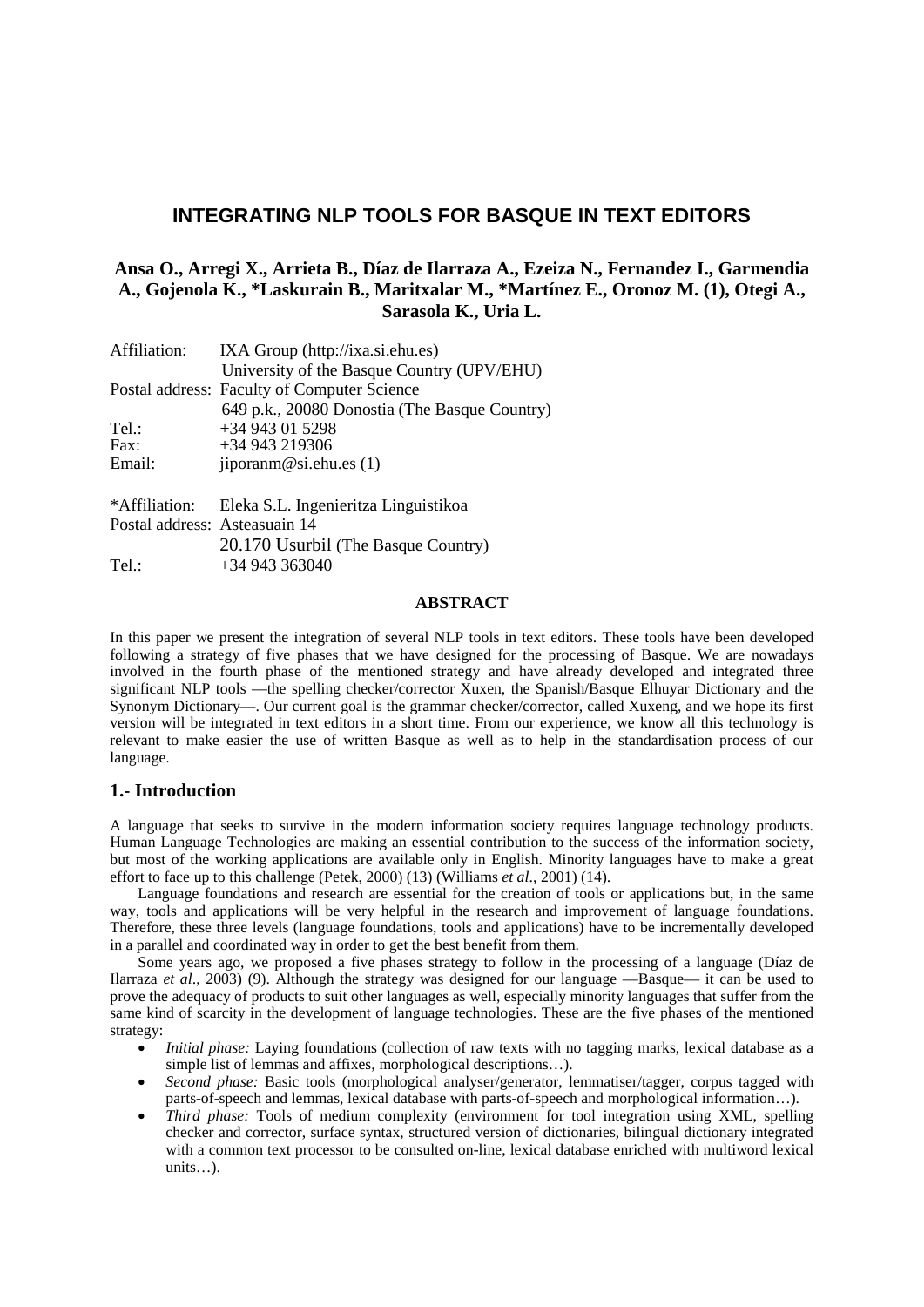# INTEGRATING NLP TOOLS FOR BASQUE IN TEXT EDITORS

**Ansa O., Arregi X., Arrieta B., Díaz de Ilarraza A., Ezeiza N., Fernandez I., Garmendia A., Gojenola K., *Laskurain B., Maritxalar M., *Martínez E., Oronoz M. (1), Otegi A., Sarasola K., Uria L.**

Affiliation: IXA Group (http://ixa.si.ehu.es)
University of the Basque Country (UPV/EHU)
Postal address: Faculty of Computer Science
649 p.k., 20080 Donostia (The Basque Country)
Tel.: +34 943 01 5298
Fax: +34 943 219306
Email: jiporanm@si.ehu.es (1)

*Affiliation: Eleka S.L. Ingenieritza Linguistikoa
Postal address: Asteasuain 14
20.170 Usurbil (The Basque Country)
Tel.: +34 943 363040

**ABSTRACT**

In this paper we present the integration of several NLP tools in text editors. These tools have been developed following a strategy of five phases that we have designed for the processing of Basque. We are nowadays involved in the fourth phase of the mentioned strategy and have already developed and integrated three significant NLP tools —the spelling checker/corrector Xuxen, the Spanish/Basque Elhuyar Dictionary and the Synonym Dictionary—. Our current goal is the grammar checker/corrector, called Xuxeng, and we hope its first version will be integrated in text editors in a short time. From our experience, we know all this technology is relevant to make easier the use of written Basque as well as to help in the standardisation process of our language.

## 1.- Introduction

A language that seeks to survive in the modern information society requires language technology products. Human Language Technologies are making an essential contribution to the success of the information society, but most of the working applications are available only in English. Minority languages have to make a great effort to face up to this challenge (Petek, 2000) (13) (Williams *et al*., 2001) (14).

Language foundations and research are essential for the creation of tools or applications but, in the same way, tools and applications will be very helpful in the research and improvement of language foundations. Therefore, these three levels (language foundations, tools and applications) have to be incrementally developed in a parallel and coordinated way in order to get the best benefit from them.

Some years ago, we proposed a five phases strategy to follow in the processing of a language (Díaz de Ilarraza *et al*., 2003) (9). Although the strategy was designed for our language —Basque— it can be used to prove the adequacy of products to suit other languages as well, especially minority languages that suffer from the same kind of scarcity in the development of language technologies. These are the five phases of the mentioned strategy:

- *Initial phase:* Laying foundations (collection of raw texts with no tagging marks, lexical database as a simple list of lemmas and affixes, morphological descriptions…).
- *Second phase:* Basic tools (morphological analyser/generator, lemmatiser/tagger, corpus tagged with parts-of-speech and lemmas, lexical database with parts-of-speech and morphological information…).
- *Third phase:* Tools of medium complexity (environment for tool integration using XML, spelling checker and corrector, surface syntax, structured version of dictionaries, bilingual dictionary integrated with a common text processor to be consulted on-line, lexical database enriched with multiword lexical units…).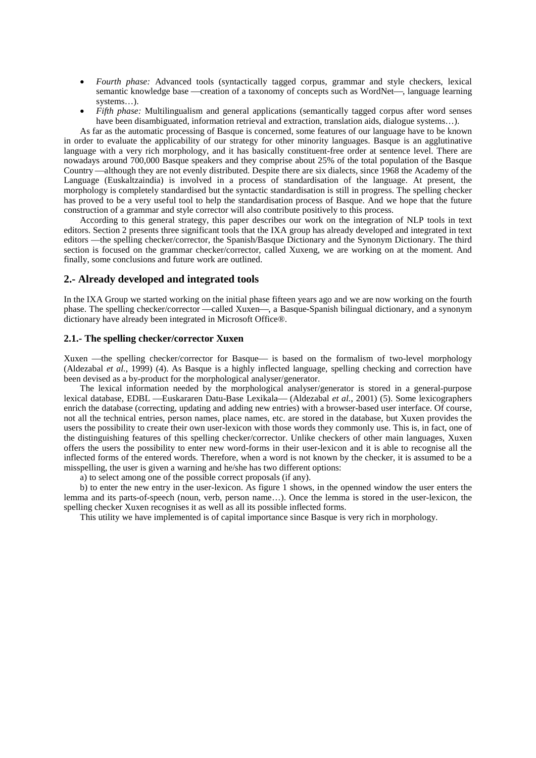- *Fourth phase:* Advanced tools (syntactically tagged corpus, grammar and style checkers, lexical semantic knowledge base —creation of a taxonomy of concepts such as WordNet—, language learning systems…).
- *Fifth phase:* Multilingualism and general applications (semantically tagged corpus after word senses have been disambiguated, information retrieval and extraction, translation aids, dialogue systems…).

As far as the automatic processing of Basque is concerned, some features of our language have to be known in order to evaluate the applicability of our strategy for other minority languages. Basque is an agglutinative language with a very rich morphology, and it has basically constituent-free order at sentence level. There are nowadays around 700,000 Basque speakers and they comprise about 25% of the total population of the Basque Country —although they are not evenly distributed. Despite there are six dialects, since 1968 the Academy of the Language (Euskaltzaindia) is involved in a process of standardisation of the language. At present, the morphology is completely standardised but the syntactic standardisation is still in progress. The spelling checker has proved to be a very useful tool to help the standardisation process of Basque. And we hope that the future construction of a grammar and style corrector will also contribute positively to this process.

According to this general strategy, this paper describes our work on the integration of NLP tools in text editors. Section 2 presents three significant tools that the IXA group has already developed and integrated in text editors —the spelling checker/corrector, the Spanish/Basque Dictionary and the Synonym Dictionary. The third section is focused on the grammar checker/corrector, called Xuxeng, we are working on at the moment. And finally, some conclusions and future work are outlined.

## 2.- Already developed and integrated tools

In the IXA Group we started working on the initial phase fifteen years ago and we are now working on the fourth phase. The spelling checker/corrector —called Xuxen—, a Basque-Spanish bilingual dictionary, and a synonym dictionary have already been integrated in Microsoft Office®.

### 2.1.- The spelling checker/corrector Xuxen

Xuxen —the spelling checker/corrector for Basque— is based on the formalism of two-level morphology (Aldezabal *et al.*, 1999) (4). As Basque is a highly inflected language, spelling checking and correction have been devised as a by-product for the morphological analyser/generator.

The lexical information needed by the morphological analyser/generator is stored in a general-purpose lexical database, EDBL —Euskararen Datu-Base Lexikala— (Aldezabal *et al.*, 2001) (5). Some lexicographers enrich the database (correcting, updating and adding new entries) with a browser-based user interface. Of course, not all the technical entries, person names, place names, etc. are stored in the database, but Xuxen provides the users the possibility to create their own user-lexicon with those words they commonly use. This is, in fact, one of the distinguishing features of this spelling checker/corrector. Unlike checkers of other main languages, Xuxen offers the users the possibility to enter new word-forms in their user-lexicon and it is able to recognise all the inflected forms of the entered words. Therefore, when a word is not known by the checker, it is assumed to be a misspelling, the user is given a warning and he/she has two different options:

a) to select among one of the possible correct proposals (if any).

b) to enter the new entry in the user-lexicon. As figure 1 shows, in the openned window the user enters the lemma and its parts-of-speech (noun, verb, person name…). Once the lemma is stored in the user-lexicon, the spelling checker Xuxen recognises it as well as all its possible inflected forms.

This utility we have implemented is of capital importance since Basque is very rich in morphology.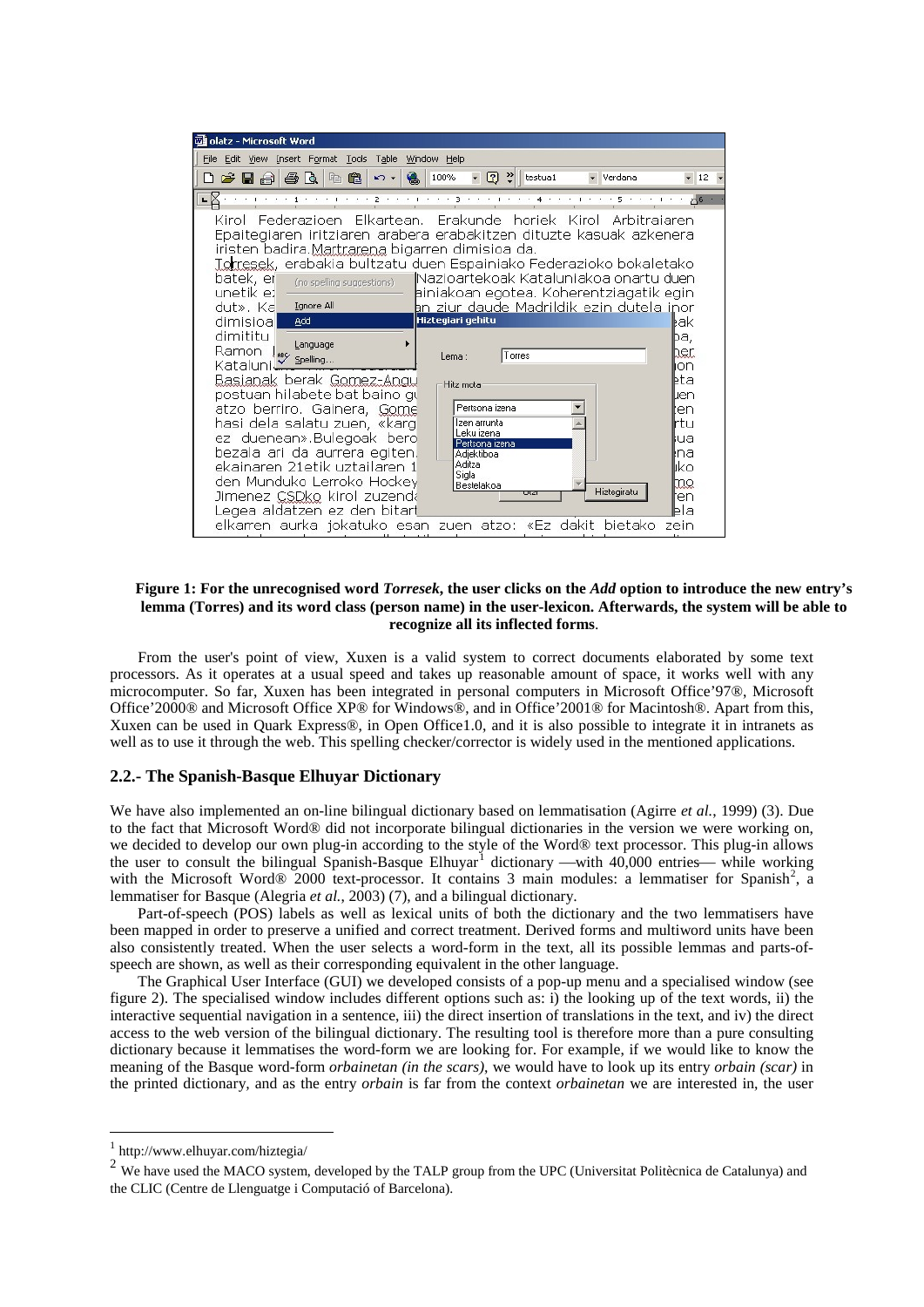**Figure 1: For the unrecognised word *Torresek*, the user clicks on the *Add* option to introduce the new entry's lemma (Torres) and its word class (person name) in the user-lexicon. Afterwards, the system will be able to recognize all its inflected forms**.

From the user's point of view, Xuxen is a valid system to correct documents elaborated by some text processors. As it operates at a usual speed and takes up reasonable amount of space, it works well with any microcomputer. So far, Xuxen has been integrated in personal computers in Microsoft Office'97®, Microsoft Office'2000® and Microsoft Office XP® for Windows®, and in Office'2001® for Macintosh®. Apart from this, Xuxen can be used in Quark Express®, in Open Office1.0, and it is also possible to integrate it in intranets as well as to use it through the web. This spelling checker/corrector is widely used in the mentioned applications.

### 2.2.- The Spanish-Basque Elhuyar Dictionary

We have also implemented an on-line bilingual dictionary based on lemmatisation (Agirre *et al.*, 1999) (3). Due to the fact that Microsoft Word® did not incorporate bilingual dictionaries in the version we were working on, we decided to develop our own plug-in according to the style of the Word® text processor. This plug-in allows the user to consult the bilingual Spanish-Basque Elhuyar[1] dictionary —with 40,000 entries— while working with the Microsoft Word® 2000 text-processor. It contains 3 main modules: a lemmatiser for Spanish[2], a lemmatiser for Basque (Alegria *et al.*, 2003) (7), and a bilingual dictionary.

Part-of-speech (POS) labels as well as lexical units of both the dictionary and the two lemmatisers have been mapped in order to preserve a unified and correct treatment. Derived forms and multiword units have been also consistently treated. When the user selects a word-form in the text, all its possible lemmas and parts-of-speech are shown, as well as their corresponding equivalent in the other language.

The Graphical User Interface (GUI) we developed consists of a pop-up menu and a specialised window (see figure 2). The specialised window includes different options such as: i) the looking up of the text words, ii) the interactive sequential navigation in a sentence, iii) the direct insertion of translations in the text, and iv) the direct access to the web version of the bilingual dictionary. The resulting tool is therefore more than a pure consulting dictionary because it lemmatises the word-form we are looking for. For example, if we would like to know the meaning of the Basque word-form *orbainetan (in the scars)*, we would have to look up its entry *orbain (scar)* in the printed dictionary, and as the entry *orbain* is far from the context *orbainetan* we are interested in, the user

[1] http://www.elhuyar.com/hiztegia/

[2] We have used the MACO system, developed by the TALP group from the UPC (Universitat Politècnica de Catalunya) and the CLIC (Centre de Llenguatge i Computació of Barcelona).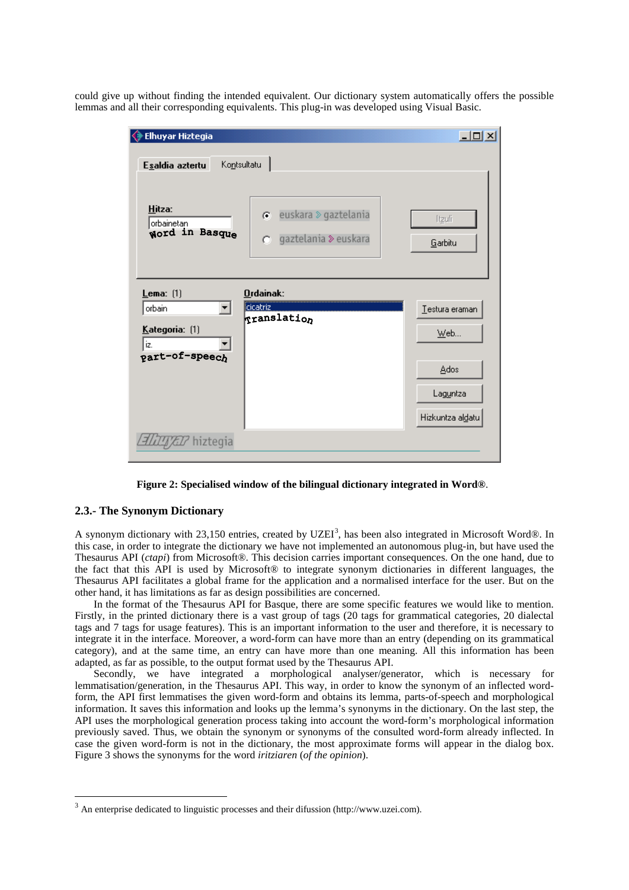could give up without finding the intended equivalent. Our dictionary system automatically offers the possible lemmas and all their corresponding equivalents. This plug-in was developed using Visual Basic.

**Figure 2: Specialised window of the bilingual dictionary integrated in Word®.**

### 2.3.- The Synonym Dictionary

A synonym dictionary with 23,150 entries, created by UZEI[3], has been also integrated in Microsoft Word®. In this case, in order to integrate the dictionary we have not implemented an autonomous plug-in, but have used the Thesaurus API (*ctapi*) from Microsoft®. This decision carries important consequences. On the one hand, due to the fact that this API is used by Microsoft® to integrate synonym dictionaries in different languages, the Thesaurus API facilitates a global frame for the application and a normalised interface for the user. But on the other hand, it has limitations as far as design possibilities are concerned.

In the format of the Thesaurus API for Basque, there are some specific features we would like to mention. Firstly, in the printed dictionary there is a vast group of tags (20 tags for grammatical categories, 20 dialectal tags and 7 tags for usage features). This is an important information to the user and therefore, it is necessary to integrate it in the interface. Moreover, a word-form can have more than an entry (depending on its grammatical category), and at the same time, an entry can have more than one meaning. All this information has been adapted, as far as possible, to the output format used by the Thesaurus API.

Secondly, we have integrated a morphological analyser/generator, which is necessary for lemmatisation/generation, in the Thesaurus API. This way, in order to know the synonym of an inflected word-form, the API first lemmatises the given word-form and obtains its lemma, parts-of-speech and morphological information. It saves this information and looks up the lemma's synonyms in the dictionary. On the last step, the API uses the morphological generation process taking into account the word-form's morphological information previously saved. Thus, we obtain the synonym or synonyms of the consulted word-form already inflected. In case the given word-form is not in the dictionary, the most approximate forms will appear in the dialog box. Figure 3 shows the synonyms for the word *iritziaren* (*of the opinion*).

---

[3] An enterprise dedicated to linguistic processes and their difussion (http://www.uzei.com).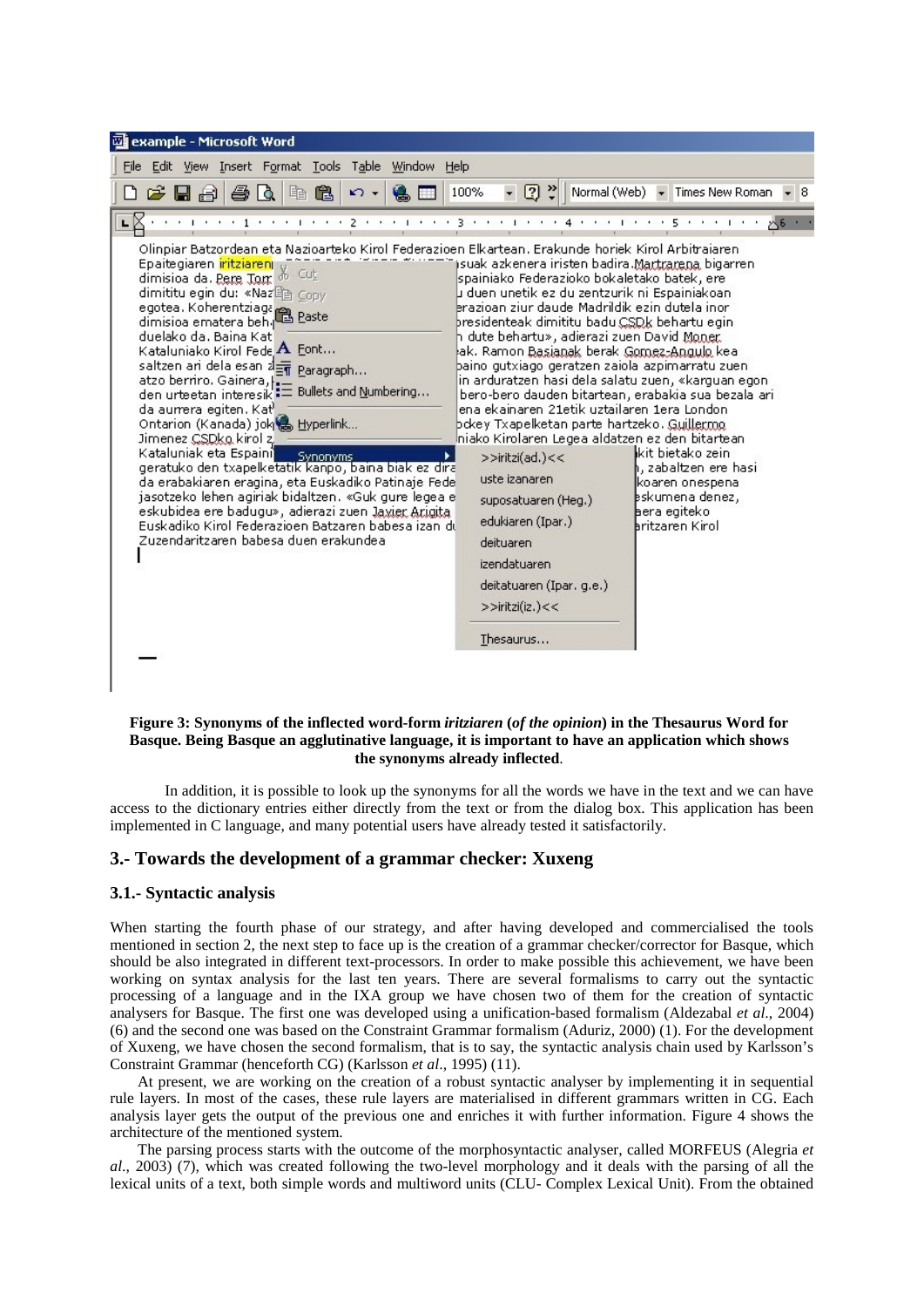**Figure 3: Synonyms of the inflected word-form *iritziaren* (*of the opinion*) in the Thesaurus Word for Basque. Being Basque an agglutinative language, it is important to have an application which shows the synonyms already inflected.**

In addition, it is possible to look up the synonyms for all the words we have in the text and we can have access to the dictionary entries either directly from the text or from the dialog box. This application has been implemented in C language, and many potential users have already tested it satisfactorily.

## 3.- Towards the development of a grammar checker: Xuxeng

### 3.1.- Syntactic analysis

When starting the fourth phase of our strategy, and after having developed and commercialised the tools mentioned in section 2, the next step to face up is the creation of a grammar checker/corrector for Basque, which should be also integrated in different text-processors. In order to make possible this achievement, we have been working on syntax analysis for the last ten years. There are several formalisms to carry out the syntactic processing of a language and in the IXA group we have chosen two of them for the creation of syntactic analysers for Basque. The first one was developed using a unification-based formalism (Aldezabal *et al*., 2004) (6) and the second one was based on the Constraint Grammar formalism (Aduriz, 2000) (1). For the development of Xuxeng, we have chosen the second formalism, that is to say, the syntactic analysis chain used by Karlsson's Constraint Grammar (henceforth CG) (Karlsson *et al*., 1995) (11).

At present, we are working on the creation of a robust syntactic analyser by implementing it in sequential rule layers. In most of the cases, these rule layers are materialised in different grammars written in CG. Each analysis layer gets the output of the previous one and enriches it with further information. Figure 4 shows the architecture of the mentioned system.

The parsing process starts with the outcome of the morphosyntactic analyser, called MORFEUS (Alegria *et al*., 2003) (7), which was created following the two-level morphology and it deals with the parsing of all the lexical units of a text, both simple words and multiword units (CLU- Complex Lexical Unit). From the obtained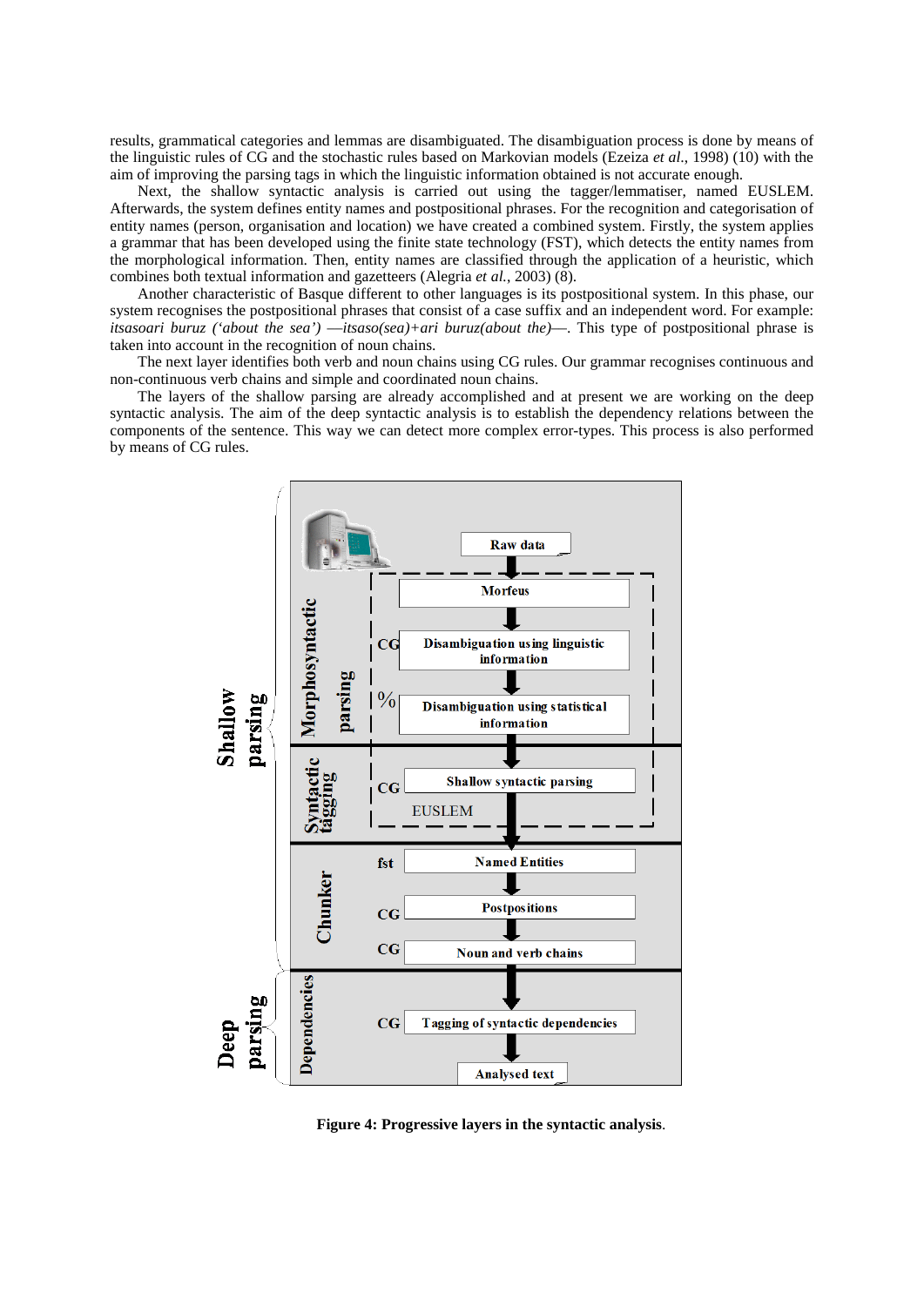results, grammatical categories and lemmas are disambiguated. The disambiguation process is done by means of the linguistic rules of CG and the stochastic rules based on Markovian models (Ezeiza *et al.*, 1998) (10) with the aim of improving the parsing tags in which the linguistic information obtained is not accurate enough.

Next, the shallow syntactic analysis is carried out using the tagger/lemmatiser, named EUSLEM. Afterwards, the system defines entity names and postpositional phrases. For the recognition and categorisation of entity names (person, organisation and location) we have created a combined system. Firstly, the system applies a grammar that has been developed using the finite state technology (FST), which detects the entity names from the morphological information. Then, entity names are classified through the application of a heuristic, which combines both textual information and gazetteers (Alegria *et al.*, 2003) (8).

Another characteristic of Basque different to other languages is its postpositional system. In this phase, our system recognises the postpositional phrases that consist of a case suffix and an independent word. For example: *itsasoari buruz ('about the sea') —itsaso(sea)+ari buruz(about the)—*. This type of postpositional phrase is taken into account in the recognition of noun chains.

The next layer identifies both verb and noun chains using CG rules. Our grammar recognises continuous and non-continuous verb chains and simple and coordinated noun chains.

The layers of the shallow parsing are already accomplished and at present we are working on the deep syntactic analysis. The aim of the deep syntactic analysis is to establish the dependency relations between the components of the sentence. This way we can detect more complex error-types. This process is also performed by means of CG rules.

**Figure 4: Progressive layers in the syntactic analysis**.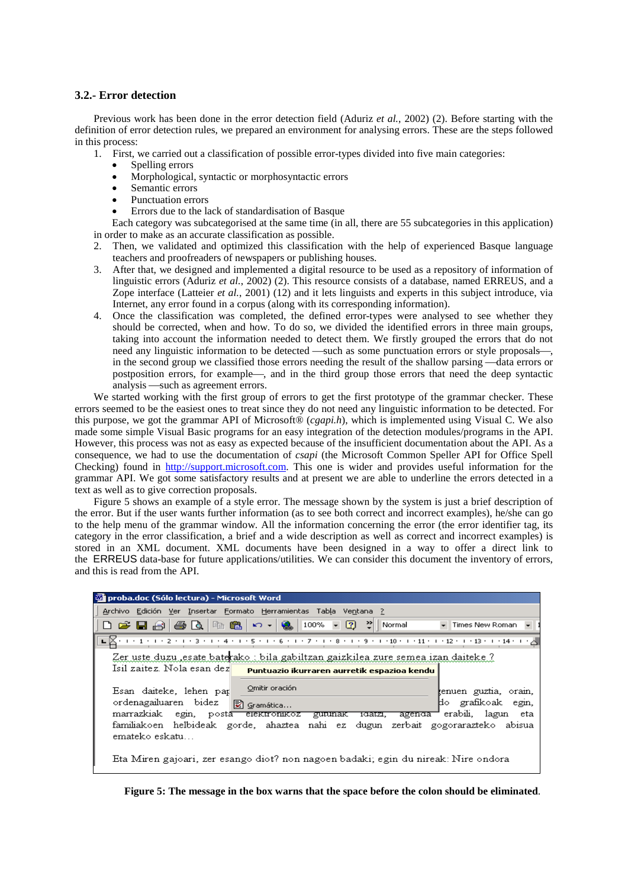### 3.2.- Error detection

Previous work has been done in the error detection field (Aduriz *et al.*, 2002) (2). Before starting with the definition of error detection rules, we prepared an environment for analysing errors. These are the steps followed in this process:

1. First, we carried out a classification of possible error-types divided into five main categories:
   - Spelling errors
   - Morphological, syntactic or morphosyntactic errors
   - Semantic errors
   - Punctuation errors
   - Errors due to the lack of standardisation of Basque

   Each category was subcategorised at the same time (in all, there are 55 subcategories in this application) in order to make as an accurate classification as possible.
2. Then, we validated and optimized this classification with the help of experienced Basque language teachers and proofreaders of newspapers or publishing houses.
3. After that, we designed and implemented a digital resource to be used as a repository of information of linguistic errors (Aduriz *et al.*, 2002) (2). This resource consists of a database, named ERREUS, and a Zope interface (Latteier *et al.*, 2001) (12) and it lets linguists and experts in this subject introduce, via Internet, any error found in a corpus (along with its corresponding information).
4. Once the classification was completed, the defined error-types were analysed to see whether they should be corrected, when and how. To do so, we divided the identified errors in three main groups, taking into account the information needed to detect them. We firstly grouped the errors that do not need any linguistic information to be detected —such as some punctuation errors or style proposals—, in the second group we classified those errors needing the result of the shallow parsing —data errors or postposition errors, for example—, and in the third group those errors that need the deep syntactic analysis —such as agreement errors.

We started working with the first group of errors to get the first prototype of the grammar checker. These errors seemed to be the easiest ones to treat since they do not need any linguistic information to be detected. For this purpose, we got the grammar API of Microsoft® (*cgapi.h*), which is implemented using Visual C. We also made some simple Visual Basic programs for an easy integration of the detection modules/programs in the API. However, this process was not as easy as expected because of the insufficient documentation about the API. As a consequence, we had to use the documentation of *csapi* (the Microsoft Common Speller API for Office Spell Checking) found in http://support.microsoft.com. This one is wider and provides useful information for the grammar API. We got some satisfactory results and at present we are able to underline the errors detected in a text as well as to give correction proposals.

Figure 5 shows an example of a style error. The message shown by the system is just a brief description of the error. But if the user wants further information (as to see both correct and incorrect examples), he/she can go to the help menu of the grammar window. All the information concerning the error (the error identifier tag, its category in the error classification, a brief and a wide description as well as correct and incorrect examples) is stored in an XML document. XML documents have been designed in a way to offer a direct link to the ERREUS data-base for future applications/utilities. We can consider this document the inventory of errors, and this is read from the API.

**Figure 5: The message in the box warns that the space before the colon should be eliminated**.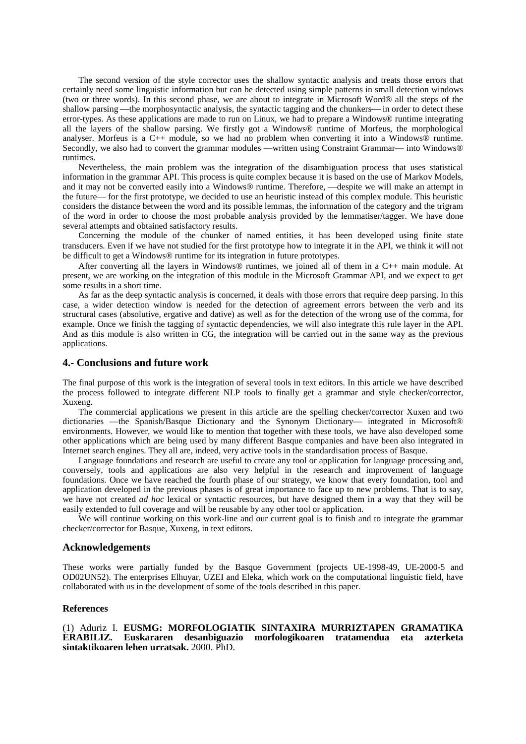The second version of the style corrector uses the shallow syntactic analysis and treats those errors that certainly need some linguistic information but can be detected using simple patterns in small detection windows (two or three words). In this second phase, we are about to integrate in Microsoft Word® all the steps of the shallow parsing —the morphosyntactic analysis, the syntactic tagging and the chunkers— in order to detect these error-types. As these applications are made to run on Linux, we had to prepare a Windows® runtime integrating all the layers of the shallow parsing. We firstly got a Windows® runtime of Morfeus, the morphological analyser. Morfeus is a C++ module, so we had no problem when converting it into a Windows® runtime. Secondly, we also had to convert the grammar modules —written using Constraint Grammar— into Windows® runtimes.

Nevertheless, the main problem was the integration of the disambiguation process that uses statistical information in the grammar API. This process is quite complex because it is based on the use of Markov Models, and it may not be converted easily into a Windows® runtime. Therefore, —despite we will make an attempt in the future— for the first prototype, we decided to use an heuristic instead of this complex module. This heuristic considers the distance between the word and its possible lemmas, the information of the category and the trigram of the word in order to choose the most probable analysis provided by the lemmatiser/tagger. We have done several attempts and obtained satisfactory results.

Concerning the module of the chunker of named entities, it has been developed using finite state transducers. Even if we have not studied for the first prototype how to integrate it in the API, we think it will not be difficult to get a Windows® runtime for its integration in future prototypes.

After converting all the layers in Windows® runtimes, we joined all of them in a C++ main module. At present, we are working on the integration of this module in the Microsoft Grammar API, and we expect to get some results in a short time.

As far as the deep syntactic analysis is concerned, it deals with those errors that require deep parsing. In this case, a wider detection window is needed for the detection of agreement errors between the verb and its structural cases (absolutive, ergative and dative) as well as for the detection of the wrong use of the comma, for example. Once we finish the tagging of syntactic dependencies, we will also integrate this rule layer in the API. And as this module is also written in CG, the integration will be carried out in the same way as the previous applications.

## 4.- Conclusions and future work

The final purpose of this work is the integration of several tools in text editors. In this article we have described the process followed to integrate different NLP tools to finally get a grammar and style checker/corrector, Xuxeng.

The commercial applications we present in this article are the spelling checker/corrector Xuxen and two dictionaries —the Spanish/Basque Dictionary and the Synonym Dictionary— integrated in Microsoft® environments. However, we would like to mention that together with these tools, we have also developed some other applications which are being used by many different Basque companies and have been also integrated in Internet search engines. They all are, indeed, very active tools in the standardisation process of Basque.

Language foundations and research are useful to create any tool or application for language processing and, conversely, tools and applications are also very helpful in the research and improvement of language foundations. Once we have reached the fourth phase of our strategy, we know that every foundation, tool and application developed in the previous phases is of great importance to face up to new problems. That is to say, we have not created *ad hoc* lexical or syntactic resources, but have designed them in a way that they will be easily extended to full coverage and will be reusable by any other tool or application.

We will continue working on this work-line and our current goal is to finish and to integrate the grammar checker/corrector for Basque, Xuxeng, in text editors.

## Acknowledgements

These works were partially funded by the Basque Government (projects UE-1998-49, UE-2000-5 and OD02UN52). The enterprises Elhuyar, UZEI and Eleka, which work on the computational linguistic field, have collaborated with us in the development of some of the tools described in this paper.

### References

(1) Aduriz I. **EUSMG: MORFOLOGIATIK SINTAXIRA MURRIZTAPEN GRAMATIKA ERABILIZ. Euskararen desanbiguazio morfologikoaren tratamendua eta azterketa sintaktikoaren lehen urratsak.** 2000. PhD.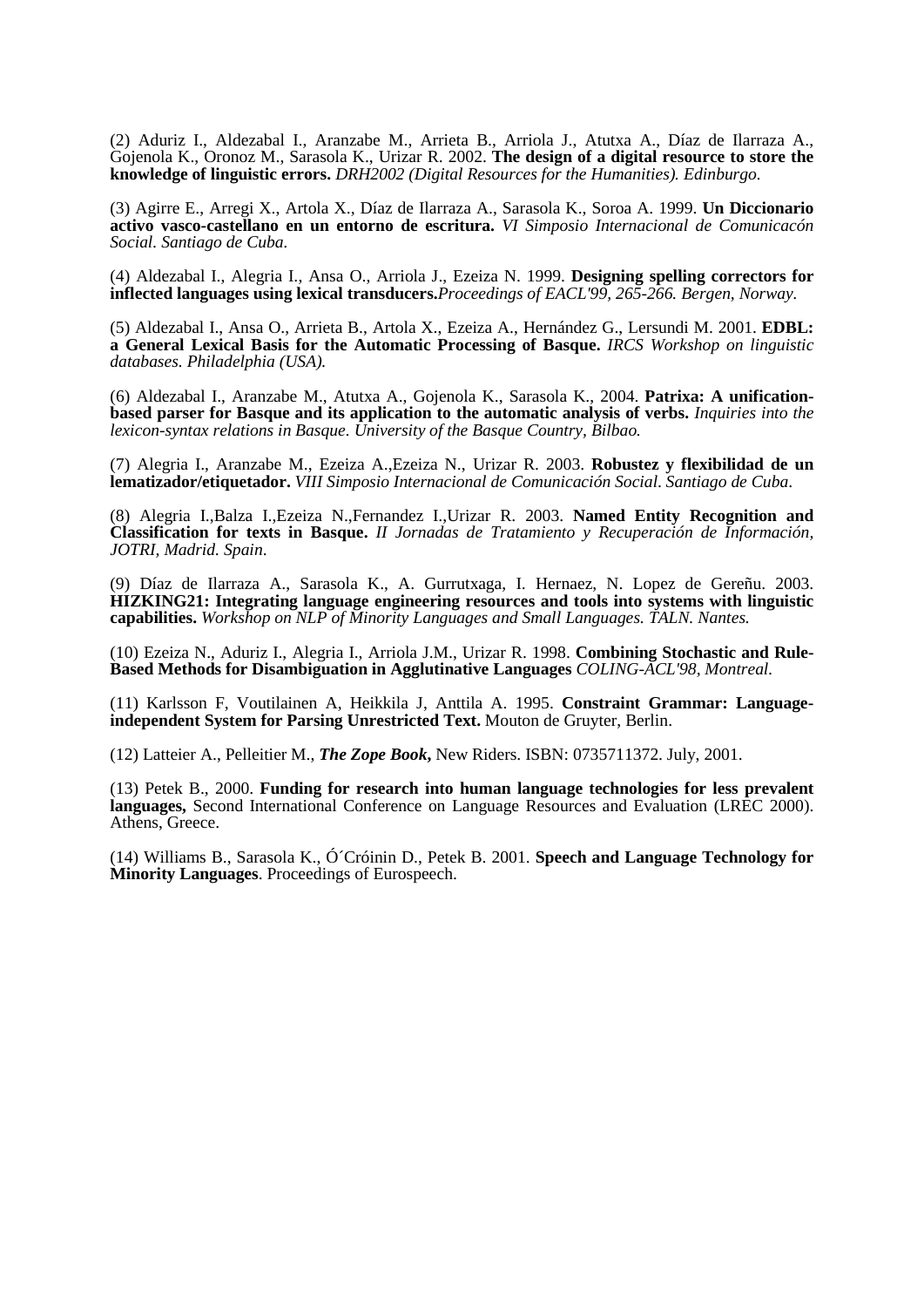(2) Aduriz I., Aldezabal I., Aranzabe M., Arrieta B., Arriola J., Atutxa A., Díaz de Ilarraza A., Gojenola K., Oronoz M., Sarasola K., Urizar R. 2002. **The design of a digital resource to store the knowledge of linguistic errors.** *DRH2002 (Digital Resources for the Humanities). Edinburgo.*

(3) Agirre E., Arregi X., Artola X., Díaz de Ilarraza A., Sarasola K., Soroa A. 1999. **Un Diccionario activo vasco-castellano en un entorno de escritura.** *VI Simposio Internacional de Comunicacón Social. Santiago de Cuba.*

(4) Aldezabal I., Alegria I., Ansa O., Arriola J., Ezeiza N. 1999. **Designing spelling correctors for inflected languages using lexical transducers.***Proceedings of EACL'99, 265-266. Bergen, Norway.*

(5) Aldezabal I., Ansa O., Arrieta B., Artola X., Ezeiza A., Hernández G., Lersundi M. 2001. **EDBL: a General Lexical Basis for the Automatic Processing of Basque.** *IRCS Workshop on linguistic databases. Philadelphia (USA).*

(6) Aldezabal I., Aranzabe M., Atutxa A., Gojenola K., Sarasola K., 2004. **Patrixa: A unification-based parser for Basque and its application to the automatic analysis of verbs.** *Inquiries into the lexicon-syntax relations in Basque. University of the Basque Country, Bilbao.*

(7) Alegria I., Aranzabe M., Ezeiza A.,Ezeiza N., Urizar R. 2003. **Robustez y flexibilidad de un lematizador/etiquetador.** *VIII Simposio Internacional de Comunicación Social. Santiago de Cuba*.

(8) Alegria I.,Balza I.,Ezeiza N.,Fernandez I.,Urizar R. 2003. **Named Entity Recognition and Classification for texts in Basque.** *II Jornadas de Tratamiento y Recuperación de Información, JOTRI, Madrid. Spain*.

(9) Díaz de Ilarraza A., Sarasola K., A. Gurrutxaga, I. Hernaez, N. Lopez de Gereñu. 2003. **HIZKING21: Integrating language engineering resources and tools into systems with linguistic capabilities.** *Workshop on NLP of Minority Languages and Small Languages. TALN. Nantes.*

(10) Ezeiza N., Aduriz I., Alegria I., Arriola J.M., Urizar R. 1998. **Combining Stochastic and Rule-Based Methods for Disambiguation in Agglutinative Languages** *COLING-ACL'98, Montreal*.

(11) Karlsson F, Voutilainen A, Heikkila J, Anttila A. 1995. **Constraint Grammar: Language-independent System for Parsing Unrestricted Text.** Mouton de Gruyter, Berlin.

(12) Latteier A., Pelleitier M., ***The Zope Book*****,** New Riders. ISBN: 0735711372. July, 2001.

(13) Petek B., 2000. **Funding for research into human language technologies for less prevalent languages,** Second International Conference on Language Resources and Evaluation (LREC 2000). Athens, Greece.

(14) Williams B., Sarasola K., Ó´Cróinin D., Petek B. 2001. **Speech and Language Technology for Minority Languages**. Proceedings of Eurospeech.